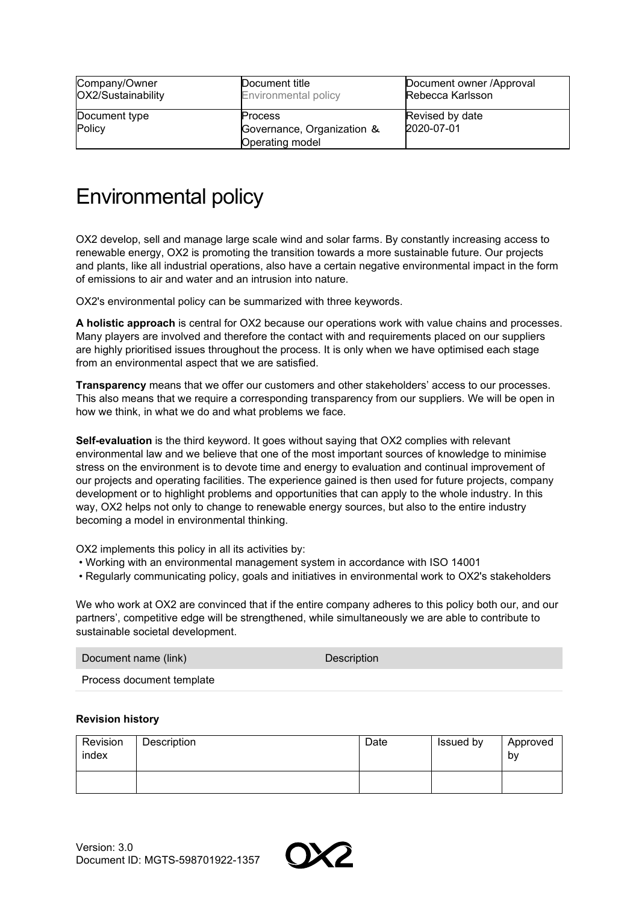| Company/Owner | Document title | Document owner /Approval |
| --- | --- | --- |
| OX2/Sustainability | Environmental policy | Rebecca Karlsson |
| Document type<br>Policy | Process<br>Governance, Organization & Operating model | Revised by date<br>2020-07-01 |

# Environmental policy

OX2 develop, sell and manage large scale wind and solar farms. By constantly increasing access to renewable energy, OX2 is promoting the transition towards a more sustainable future. Our projects and plants, like all industrial operations, also have a certain negative environmental impact in the form of emissions to air and water and an intrusion into nature.

OX2's environmental policy can be summarized with three keywords.

**A holistic approach** is central for OX2 because our operations work with value chains and processes. Many players are involved and therefore the contact with and requirements placed on our suppliers are highly prioritised issues throughout the process. It is only when we have optimised each stage from an environmental aspect that we are satisfied.

**Transparency** means that we offer our customers and other stakeholders' access to our processes. This also means that we require a corresponding transparency from our suppliers. We will be open in how we think, in what we do and what problems we face.

**Self-evaluation** is the third keyword. It goes without saying that OX2 complies with relevant environmental law and we believe that one of the most important sources of knowledge to minimise stress on the environment is to devote time and energy to evaluation and continual improvement of our projects and operating facilities. The experience gained is then used for future projects, company development or to highlight problems and opportunities that can apply to the whole industry. In this way, OX2 helps not only to change to renewable energy sources, but also to the entire industry becoming a model in environmental thinking.

OX2 implements this policy in all its activities by:

- Working with an environmental management system in accordance with ISO 14001
- Regularly communicating policy, goals and initiatives in environmental work to OX2's stakeholders

We who work at OX2 are convinced that if the entire company adheres to this policy both our, and our partners', competitive edge will be strengthened, while simultaneously we are able to contribute to sustainable societal development.

| Document name (link) | Description |
| --- | --- |
| Process document template | |

**Revision history**

| Revision index | Description | Date | Issued by | Approved by |
| --- | --- | --- | --- | --- |
| | | | | |

Version: 3.0
Document ID: MGTS-598701922-1357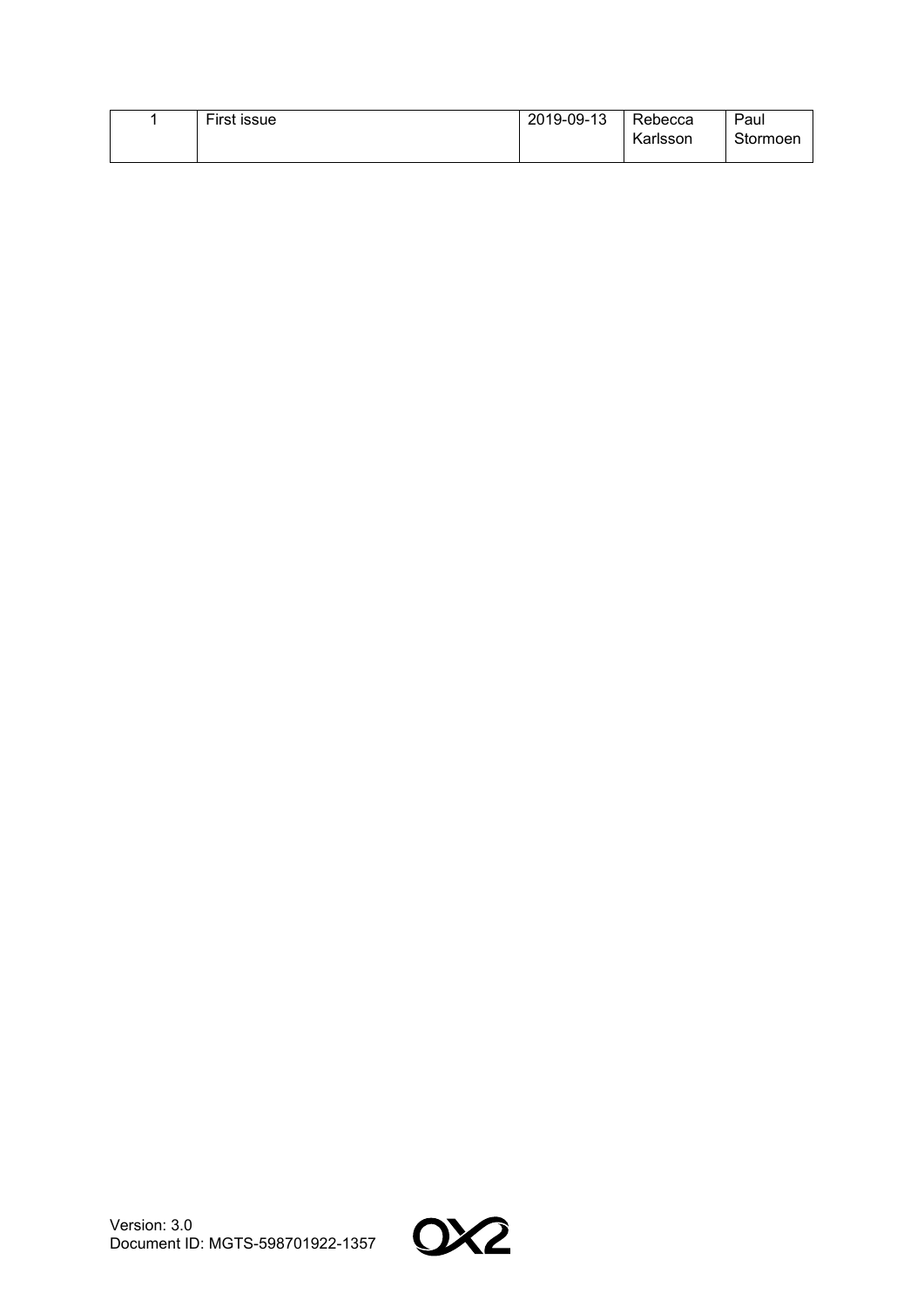| | | | | |
|---|---|---|---|---|
| 1 | First issue | 2019-09-13 | Rebecca Karlsson | Paul Stormoen |